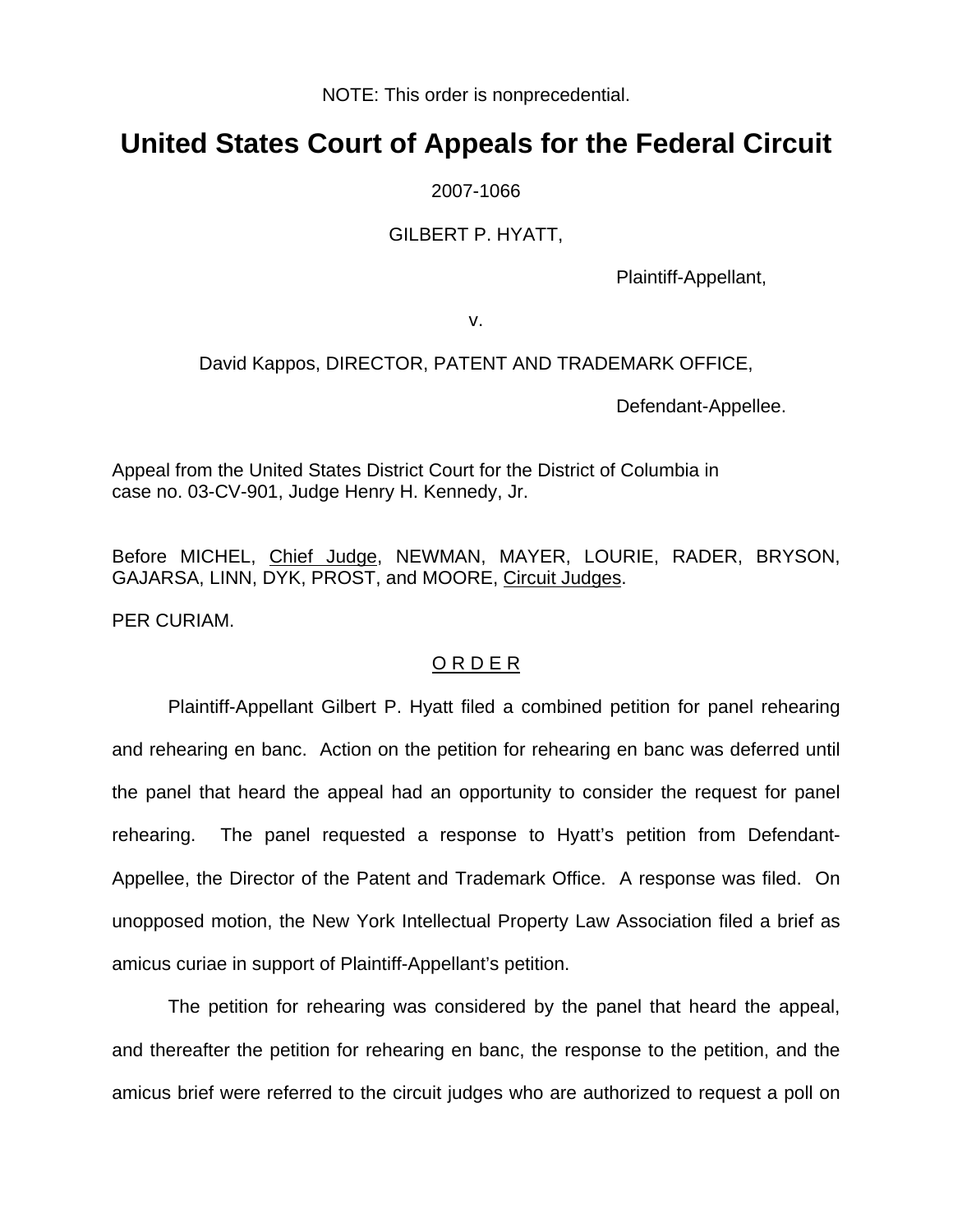NOTE: This order is nonprecedential.

# United States Court of Appeals for the Federal Circuit

2007-1066

GILBERT P. HYATT,

Plaintiff-Appellant,

v.

David Kappos, DIRECTOR, PATENT AND TRADEMARK OFFICE,

Defendant-Appellee.

Appeal from the United States District Court for the District of Columbia in case no. 03-CV-901, Judge Henry H. Kennedy, Jr.

Before MICHEL, Chief Judge, NEWMAN, MAYER, LOURIE, RADER, BRYSON, GAJARSA, LINN, DYK, PROST, and MOORE, Circuit Judges.

PER CURIAM.

## O R D E R

Plaintiff-Appellant Gilbert P. Hyatt filed a combined petition for panel rehearing and rehearing en banc. Action on the petition for rehearing en banc was deferred until the panel that heard the appeal had an opportunity to consider the request for panel rehearing. The panel requested a response to Hyatt's petition from Defendant-Appellee, the Director of the Patent and Trademark Office. A response was filed. On unopposed motion, the New York Intellectual Property Law Association filed a brief as amicus curiae in support of Plaintiff-Appellant's petition.

The petition for rehearing was considered by the panel that heard the appeal, and thereafter the petition for rehearing en banc, the response to the petition, and the amicus brief were referred to the circuit judges who are authorized to request a poll on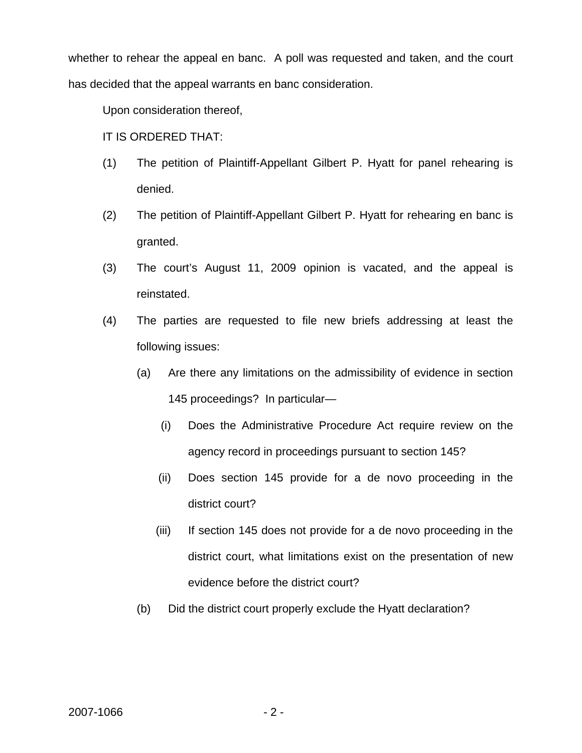whether to rehear the appeal en banc. A poll was requested and taken, and the court has decided that the appeal warrants en banc consideration.

Upon consideration thereof,

IT IS ORDERED THAT:

(1) The petition of Plaintiff-Appellant Gilbert P. Hyatt for panel rehearing is denied.

(2) The petition of Plaintiff-Appellant Gilbert P. Hyatt for rehearing en banc is granted.

(3) The court's August 11, 2009 opinion is vacated, and the appeal is reinstated.

(4) The parties are requested to file new briefs addressing at least the following issues:

   (a) Are there any limitations on the admissibility of evidence in section 145 proceedings? In particular—

      (i) Does the Administrative Procedure Act require review on the agency record in proceedings pursuant to section 145?

      (ii) Does section 145 provide for a de novo proceeding in the district court?

      (iii) If section 145 does not provide for a de novo proceeding in the district court, what limitations exist on the presentation of new evidence before the district court?

   (b) Did the district court properly exclude the Hyatt declaration?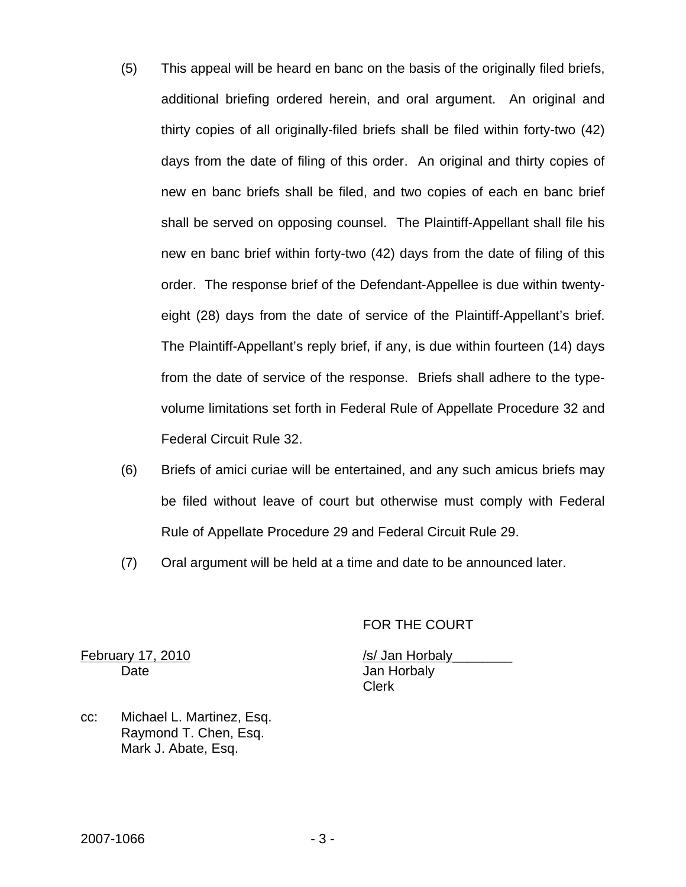(5) This appeal will be heard en banc on the basis of the originally filed briefs, additional briefing ordered herein, and oral argument. An original and thirty copies of all originally-filed briefs shall be filed within forty-two (42) days from the date of filing of this order. An original and thirty copies of new en banc briefs shall be filed, and two copies of each en banc brief shall be served on opposing counsel. The Plaintiff-Appellant shall file his new en banc brief within forty-two (42) days from the date of filing of this order. The response brief of the Defendant-Appellee is due within twenty-eight (28) days from the date of service of the Plaintiff-Appellant's brief. The Plaintiff-Appellant's reply brief, if any, is due within fourteen (14) days from the date of service of the response. Briefs shall adhere to the type-volume limitations set forth in Federal Rule of Appellate Procedure 32 and Federal Circuit Rule 32.

(6) Briefs of amici curiae will be entertained, and any such amicus briefs may be filed without leave of court but otherwise must comply with Federal Rule of Appellate Procedure 29 and Federal Circuit Rule 29.

(7) Oral argument will be held at a time and date to be announced later.

FOR THE COURT

February 17, 2010
Date

/s/ Jan Horbaly
Jan Horbaly
Clerk

cc: Michael L. Martinez, Esq.
Raymond T. Chen, Esq.
Mark J. Abate, Esq.

2007-1066